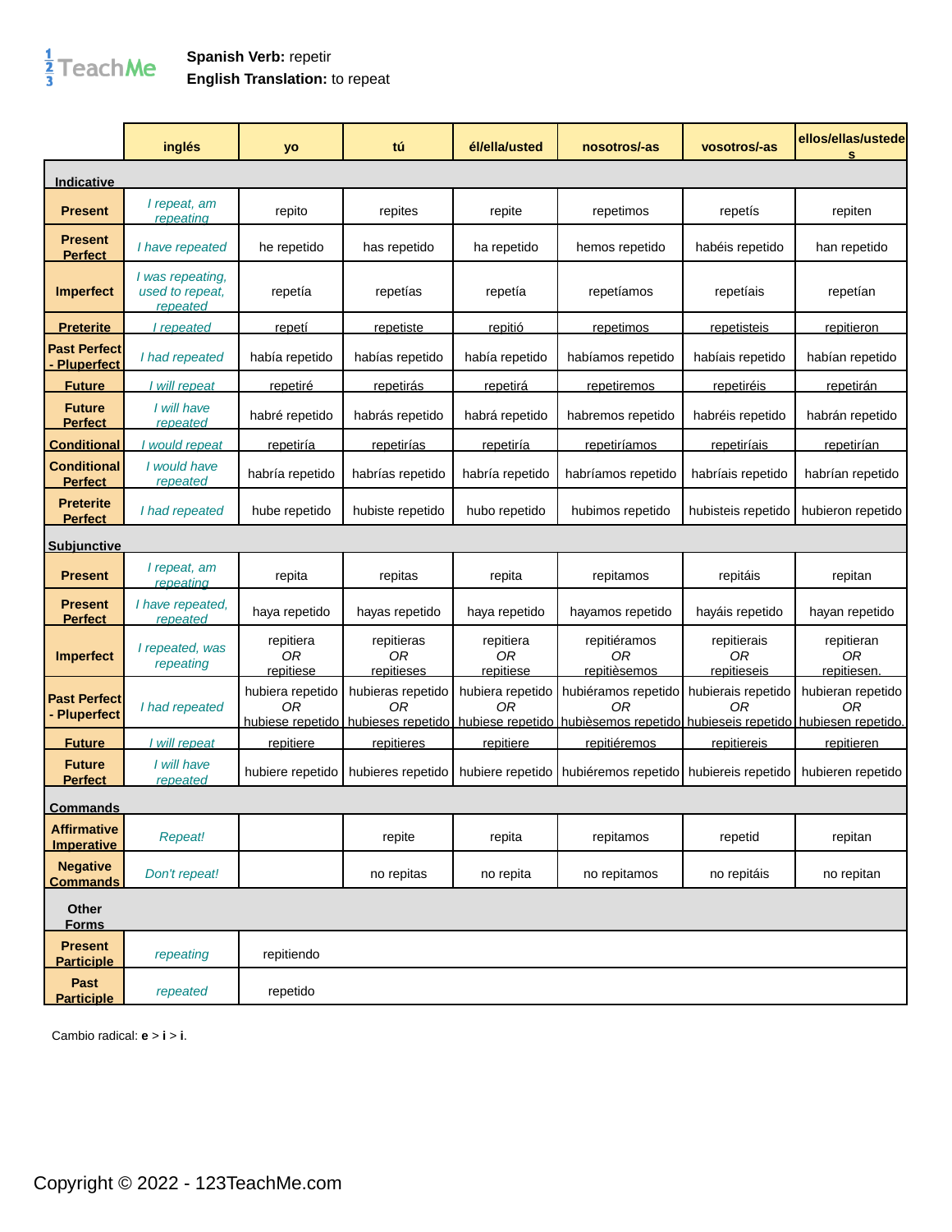**Spanish Verb:** repetir
**English Translation:** to repeat

| | inglés | yo | tú | él/ella/usted | nosotros/-as | vosotros/-as | ellos/ellas/ustedes |
|---|---|---|---|---|---|---|---|
| **Indicative** | | | | | | | |
| **Present** | *I repeat, am repeating* | repito | repites | repite | repetimos | repetís | repiten |
| **Present Perfect** | *I have repeated* | he repetido | has repetido | ha repetido | hemos repetido | habéis repetido | han repetido |
| **Imperfect** | *I was repeating, used to repeat, repeated* | repetía | repetías | repetía | repetíamos | repetíais | repetían |
| **Preterite** | *I repeated* | repetí | repetiste | repitió | repetimos | repetisteis | repitieron |
| **Past Perfect - Pluperfect** | *I had repeated* | había repetido | habías repetido | había repetido | habíamos repetido | habíais repetido | habían repetido |
| **Future** | *I will repeat* | repetiré | repetirás | repetirá | repetiremos | repetiréis | repetirán |
| **Future Perfect** | *I will have repeated* | habré repetido | habrás repetido | habrá repetido | habremos repetido | habréis repetido | habrán repetido |
| **Conditional** | *I would repeat* | repetiría | repetirías | repetiría | repetiríamos | repetiríais | repetirían |
| **Conditional Perfect** | *I would have repeated* | habría repetido | habrías repetido | habría repetido | habríamos repetido | habríais repetido | habrían repetido |
| **Preterite Perfect** | *I had repeated* | hube repetido | hubiste repetido | hubo repetido | hubimos repetido | hubisteis repetido | hubieron repetido |
| **Subjunctive** | | | | | | | |
| **Present** | *I repeat, am repeating* | repita | repitas | repita | repitamos | repitáis | repitan |
| **Present Perfect** | *I have repeated, repeated* | haya repetido | hayas repetido | haya repetido | hayamos repetido | hayáis repetido | hayan repetido |
| **Imperfect** | *I repeated, was repeating* | repitiera *OR* repitiese | repitieras *OR* repitieses | repitiera *OR* repitiese | repitiéramos *OR* repitièsemos | repitierais *OR* repitieseis | repitieran *OR* repitiesen. |
| **Past Perfect - Pluperfect** | *I had repeated* | hubiera repetido *OR* hubiese repetido | hubieras repetido *OR* hubieses repetido | hubiera repetido *OR* hubiese repetido | hubiéramos repetido *OR* hubièsemos repetido | hubierais repetido *OR* hubieseis repetido | hubieran repetido *OR* hubiesen repetido. |
| **Future** | *I will repeat* | repitiere | repitieres | repitiere | repitiéremos | repitiereis | repitieren |
| **Future Perfect** | *I will have repeated* | hubiere repetido | hubieres repetido | hubiere repetido | hubiéremos repetido | hubiereis repetido | hubieren repetido |
| **Commands** | | | | | | | |
| **Affirmative Imperative** | *Repeat!* | | repite | repita | repitamos | repetid | repitan |
| **Negative Commands** | *Don't repeat!* | | no repitas | no repita | no repitamos | no repitáis | no repitan |
| **Other Forms** | | | | | | | |
| **Present Participle** | *repeating* | repitiendo | | | | | |
| **Past Participle** | *repeated* | repetido | | | | | |

Cambio radical: **e** > **i** > **i**.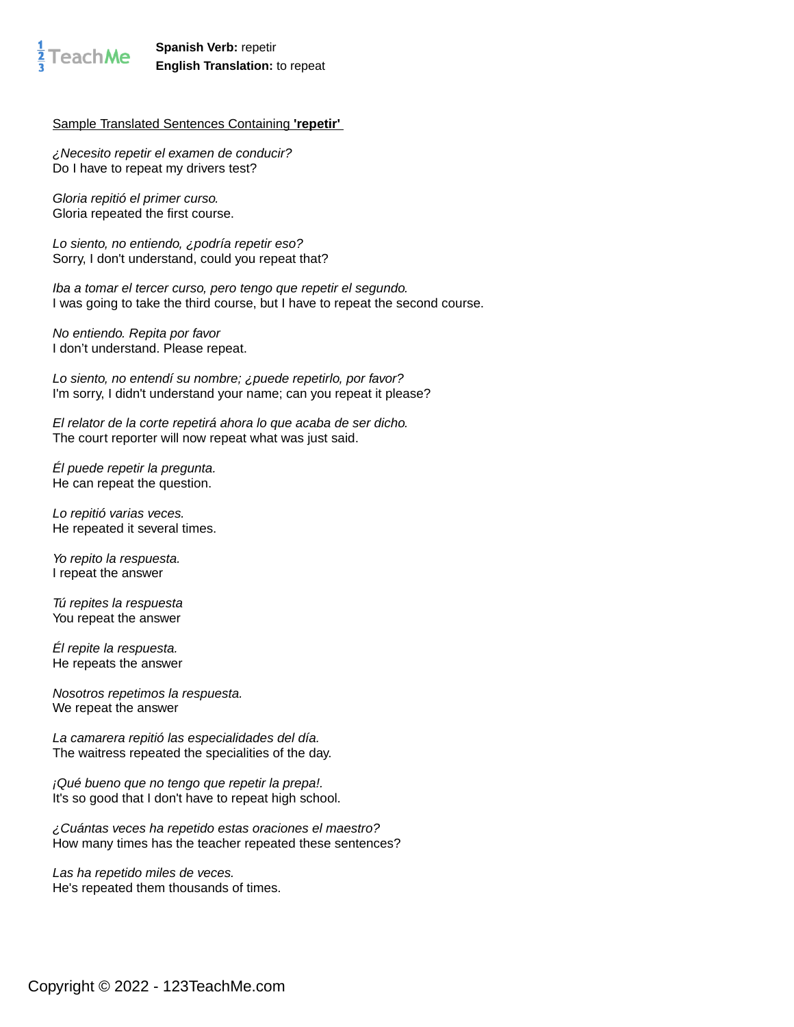**Spanish Verb:** repetir
**English Translation:** to repeat

Sample Translated Sentences Containing **'repetir'**

*¿Necesito repetir el examen de conducir?*
Do I have to repeat my drivers test?

*Gloria repitió el primer curso.*
Gloria repeated the first course.

*Lo siento, no entiendo, ¿podría repetir eso?*
Sorry, I don't understand, could you repeat that?

*Iba a tomar el tercer curso, pero tengo que repetir el segundo.*
I was going to take the third course, but I have to repeat the second course.

*No entiendo. Repita por favor*
I don't understand. Please repeat.

*Lo siento, no entendí su nombre; ¿puede repetirlo, por favor?*
I'm sorry, I didn't understand your name; can you repeat it please?

*El relator de la corte repetirá ahora lo que acaba de ser dicho.*
The court reporter will now repeat what was just said.

*Él puede repetir la pregunta.*
He can repeat the question.

*Lo repitió varias veces.*
He repeated it several times.

*Yo repito la respuesta.*
I repeat the answer

*Tú repites la respuesta*
You repeat the answer

*Él repite la respuesta.*
He repeats the answer

*Nosotros repetimos la respuesta.*
We repeat the answer

*La camarera repitió las especialidades del día.*
The waitress repeated the specialities of the day.

*¡Qué bueno que no tengo que repetir la prepa!.*
It's so good that I don't have to repeat high school.

*¿Cuántas veces ha repetido estas oraciones el maestro?*
How many times has the teacher repeated these sentences?

*Las ha repetido miles de veces.*
He's repeated them thousands of times.

Copyright © 2022 - 123TeachMe.com